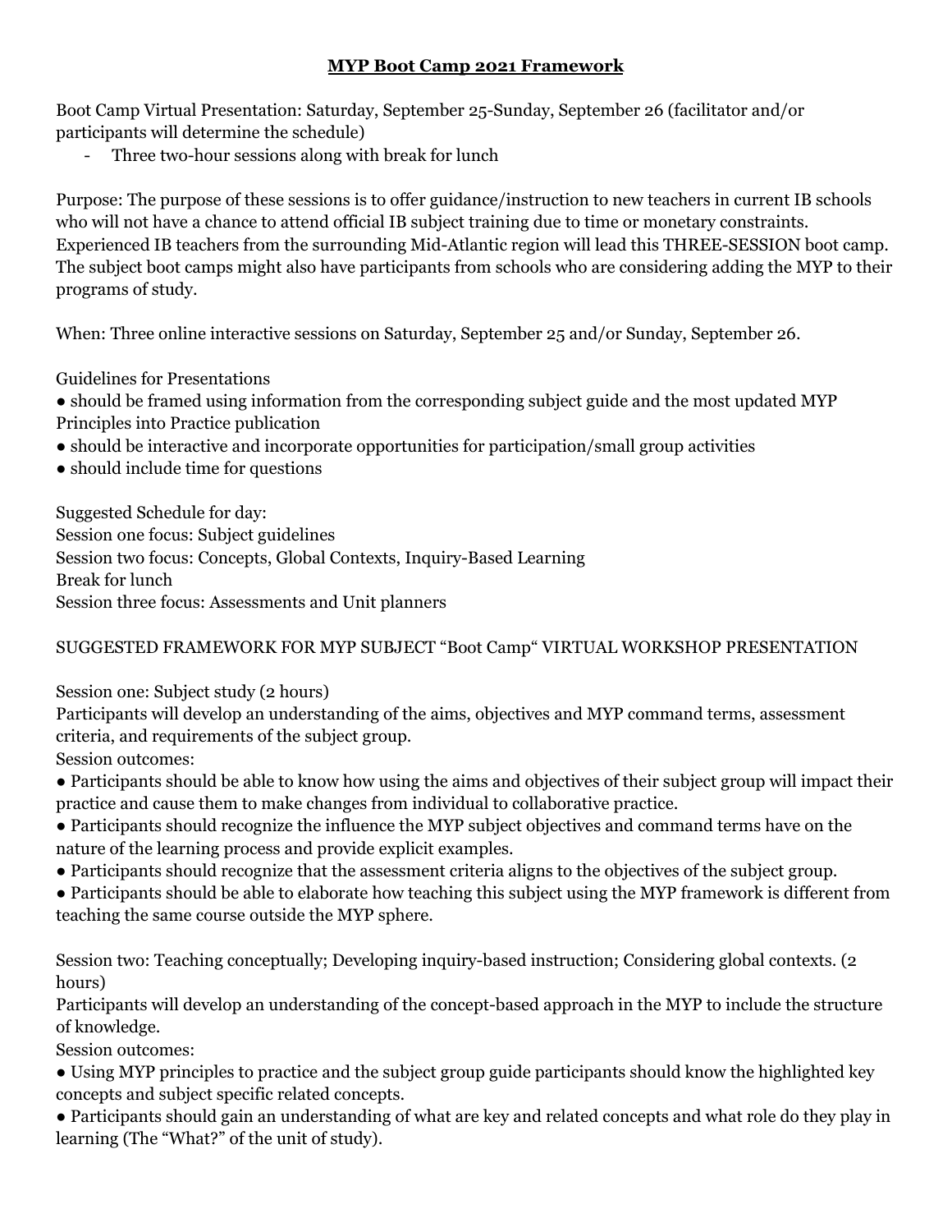# **MYP Boot Camp 2021 Framework**

Boot Camp Virtual Presentation: Saturday, September 25-Sunday, September 26 (facilitator and/or participants will determine the schedule)

- Three two-hour sessions along with break for lunch

Purpose: The purpose of these sessions is to offer guidance/instruction to new teachers in current IB schools who will not have a chance to attend official IB subject training due to time or monetary constraints. Experienced IB teachers from the surrounding Mid-Atlantic region will lead this THREE-SESSION boot camp. The subject boot camps might also have participants from schools who are considering adding the MYP to their programs of study.

When: Three online interactive sessions on Saturday, September 25 and/or Sunday, September 26.

Guidelines for Presentations

- should be framed using information from the corresponding subject guide and the most updated MYP Principles into Practice publication
- should be interactive and incorporate opportunities for participation/small group activities
- should include time for questions

Suggested Schedule for day:
Session one focus: Subject guidelines
Session two focus: Concepts, Global Contexts, Inquiry-Based Learning
Break for lunch
Session three focus: Assessments and Unit planners

SUGGESTED FRAMEWORK FOR MYP SUBJECT "Boot Camp" VIRTUAL WORKSHOP PRESENTATION

Session one: Subject study (2 hours)
Participants will develop an understanding of the aims, objectives and MYP command terms, assessment criteria, and requirements of the subject group.
Session outcomes:

- Participants should be able to know how using the aims and objectives of their subject group will impact their practice and cause them to make changes from individual to collaborative practice.
- Participants should recognize the influence the MYP subject objectives and command terms have on the nature of the learning process and provide explicit examples.
- Participants should recognize that the assessment criteria aligns to the objectives of the subject group.
- Participants should be able to elaborate how teaching this subject using the MYP framework is different from teaching the same course outside the MYP sphere.

Session two: Teaching conceptually; Developing inquiry-based instruction; Considering global contexts. (2 hours)
Participants will develop an understanding of the concept-based approach in the MYP to include the structure of knowledge.
Session outcomes:

- Using MYP principles to practice and the subject group guide participants should know the highlighted key concepts and subject specific related concepts.
- Participants should gain an understanding of what are key and related concepts and what role do they play in learning (The "What?" of the unit of study).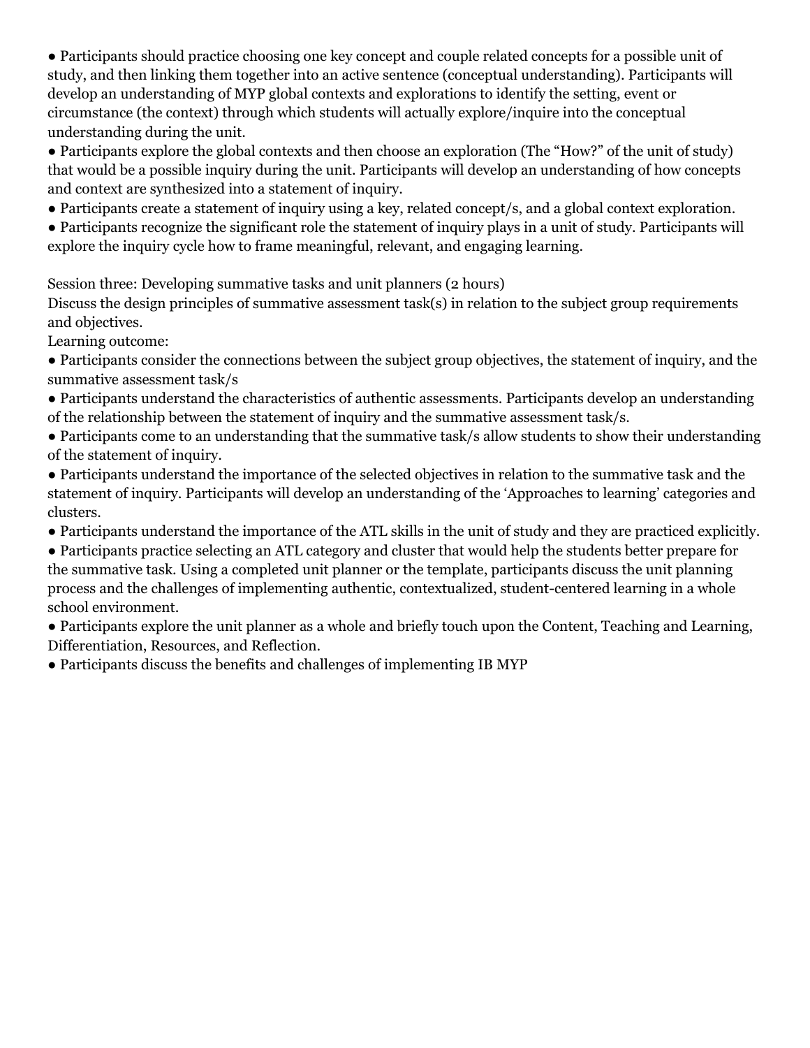- Participants should practice choosing one key concept and couple related concepts for a possible unit of study, and then linking them together into an active sentence (conceptual understanding). Participants will develop an understanding of MYP global contexts and explorations to identify the setting, event or circumstance (the context) through which students will actually explore/inquire into the conceptual understanding during the unit.
- Participants explore the global contexts and then choose an exploration (The "How?" of the unit of study) that would be a possible inquiry during the unit. Participants will develop an understanding of how concepts and context are synthesized into a statement of inquiry.
- Participants create a statement of inquiry using a key, related concept/s, and a global context exploration.
- Participants recognize the significant role the statement of inquiry plays in a unit of study. Participants will explore the inquiry cycle how to frame meaningful, relevant, and engaging learning.

Session three: Developing summative tasks and unit planners (2 hours)

Discuss the design principles of summative assessment task(s) in relation to the subject group requirements and objectives.

Learning outcome:

- Participants consider the connections between the subject group objectives, the statement of inquiry, and the summative assessment task/s
- Participants understand the characteristics of authentic assessments. Participants develop an understanding of the relationship between the statement of inquiry and the summative assessment task/s.
- Participants come to an understanding that the summative task/s allow students to show their understanding of the statement of inquiry.
- Participants understand the importance of the selected objectives in relation to the summative task and the statement of inquiry. Participants will develop an understanding of the 'Approaches to learning' categories and clusters.
- Participants understand the importance of the ATL skills in the unit of study and they are practiced explicitly.
- Participants practice selecting an ATL category and cluster that would help the students better prepare for the summative task. Using a completed unit planner or the template, participants discuss the unit planning process and the challenges of implementing authentic, contextualized, student-centered learning in a whole school environment.
- Participants explore the unit planner as a whole and briefly touch upon the Content, Teaching and Learning, Differentiation, Resources, and Reflection.
- Participants discuss the benefits and challenges of implementing IB MYP